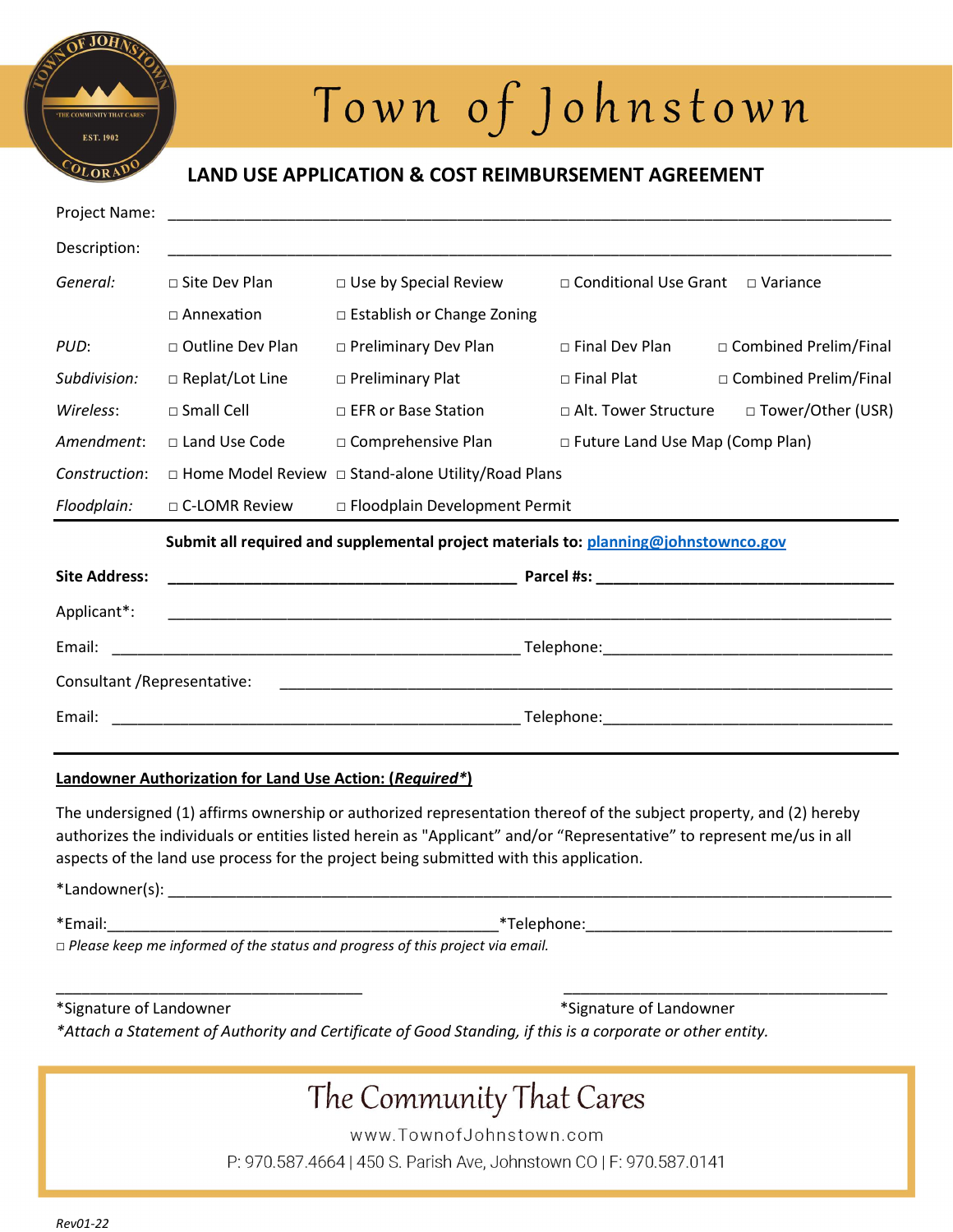# Town of Johnstown

## LAND USE APPLICATION & COST REIMBURSEMENT AGREEMENT

Project Name: ______________________________________________________________________

Description: ______________________________________________________________________

| | | | | |
|---|---|---|---|---|
| *General:* | □ Site Dev Plan | □ Use by Special Review | □ Conditional Use Grant | □ Variance |
| | □ Annexation | □ Establish or Change Zoning | | |
| *PUD:* | □ Outline Dev Plan | □ Preliminary Dev Plan | □ Final Dev Plan | □ Combined Prelim/Final |
| *Subdivision:* | □ Replat/Lot Line | □ Preliminary Plat | □ Final Plat | □ Combined Prelim/Final |
| *Wireless:* | □ Small Cell | □ EFR or Base Station | □ Alt. Tower Structure | □ Tower/Other (USR) |
| *Amendment:* | □ Land Use Code | □ Comprehensive Plan | □ Future Land Use Map (Comp Plan) | |
| *Construction:* | □ Home Model Review | □ Stand-alone Utility/Road Plans | | |
| *Floodplain:* | □ C-LOMR Review | □ Floodplain Development Permit | | |

**Submit all required and supplemental project materials to: planning@johnstownco.gov**

**Site Address:** ________________________________________ **Parcel #s:** __________________________________

Applicant*: ______________________________________________________________________

Email: ______________________________________________ Telephone: ______________________________

Consultant /Representative: ______________________________________________________________

Email: ______________________________________________ Telephone: ______________________________

**Landowner Authorization for Land Use Action: (*Required**)**

The undersigned (1) affirms ownership or authorized representation thereof of the subject property, and (2) hereby authorizes the individuals or entities listed herein as "Applicant" and/or "Representative" to represent me/us in all aspects of the land use process for the project being submitted with this application.

*Landowner(s): ______________________________________________________________________

*Email: ______________________________________________ *Telephone: ______________________________

□ *Please keep me informed of the status and progress of this project via email.*

____________________________________ ____________________________________

*Signature of Landowner *Signature of Landowner

**Attach a Statement of Authority and Certificate of Good Standing, if this is a corporate or other entity.*

The Community That Cares

www.TownofJohnstown.com

P: 970.587.4664 | 450 S. Parish Ave, Johnstown CO | F: 970.587.0141

*Rev01-22*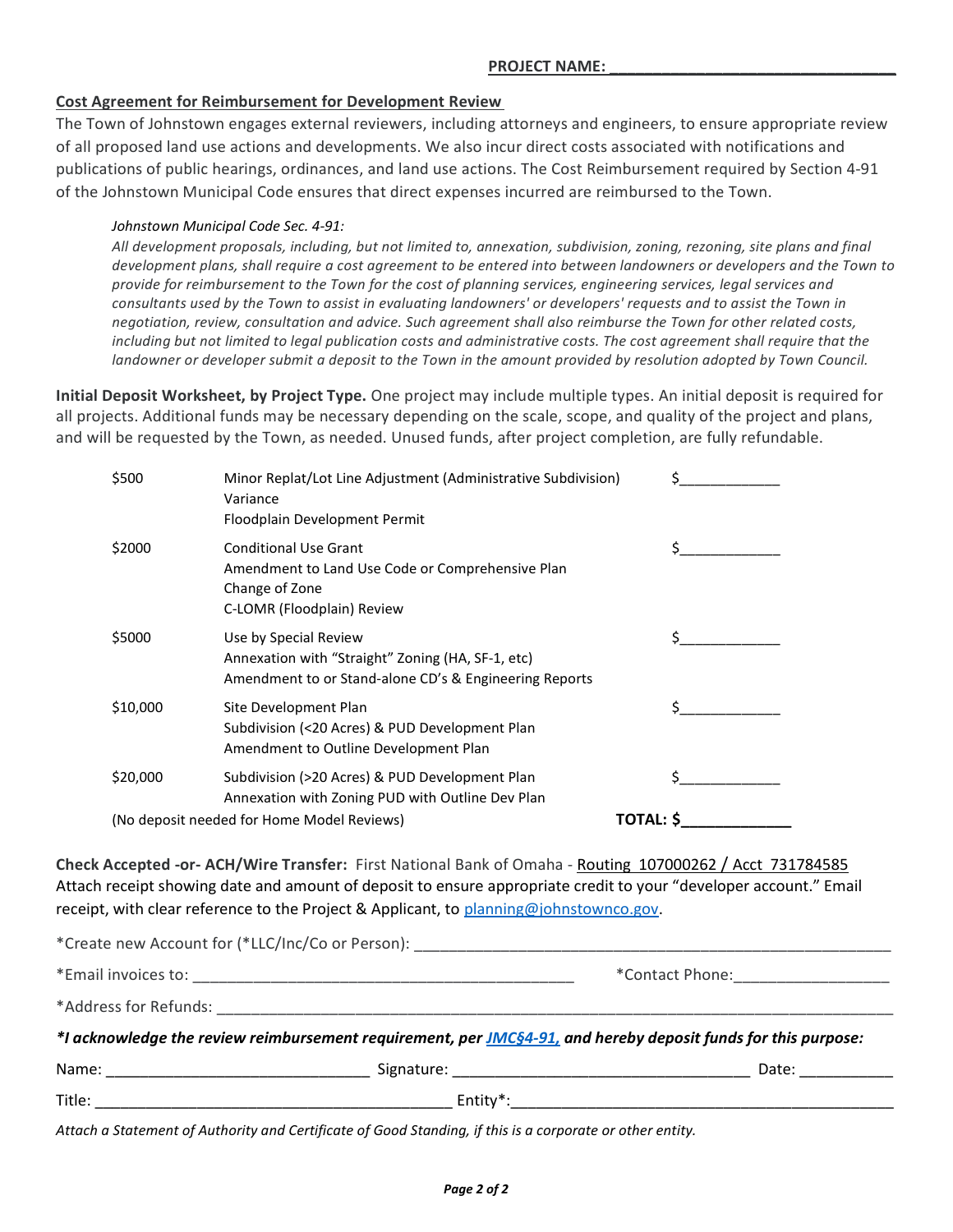**PROJECT NAME: ________________________________**

**Cost Agreement for Reimbursement for Development Review**

The Town of Johnstown engages external reviewers, including attorneys and engineers, to ensure appropriate review of all proposed land use actions and developments. We also incur direct costs associated with notifications and publications of public hearings, ordinances, and land use actions. The Cost Reimbursement required by Section 4-91 of the Johnstown Municipal Code ensures that direct expenses incurred are reimbursed to the Town.

> *Johnstown Municipal Code Sec. 4-91:*
>
> *All development proposals, including, but not limited to, annexation, subdivision, zoning, rezoning, site plans and final development plans, shall require a cost agreement to be entered into between landowners or developers and the Town to provide for reimbursement to the Town for the cost of planning services, engineering services, legal services and consultants used by the Town to assist in evaluating landowners' or developers' requests and to assist the Town in negotiation, review, consultation and advice. Such agreement shall also reimburse the Town for other related costs, including but not limited to legal publication costs and administrative costs. The cost agreement shall require that the landowner or developer submit a deposit to the Town in the amount provided by resolution adopted by Town Council.*

**Initial Deposit Worksheet, by Project Type.** One project may include multiple types. An initial deposit is required for all projects. Additional funds may be necessary depending on the scale, scope, and quality of the project and plans, and will be requested by the Town, as needed. Unused funds, after project completion, are fully refundable.

| | | |
|---|---|---|
| $500 | Minor Replat/Lot Line Adjustment (Administrative Subdivision)<br>Variance<br>Floodplain Development Permit | $____________ |
| $2000 | Conditional Use Grant<br>Amendment to Land Use Code or Comprehensive Plan<br>Change of Zone<br>C-LOMR (Floodplain) Review | $____________ |
| $5000 | Use by Special Review<br>Annexation with "Straight" Zoning (HA, SF-1, etc)<br>Amendment to or Stand-alone CD's & Engineering Reports | $____________ |
| $10,000 | Site Development Plan<br>Subdivision (<20 Acres) & PUD Development Plan<br>Amendment to Outline Development Plan | $____________ |
| $20,000 | Subdivision (>20 Acres) & PUD Development Plan<br>Annexation with Zoning PUD with Outline Dev Plan | $____________ |
| (No deposit needed for Home Model Reviews) | | **TOTAL: $____________** |

**Check Accepted -or- ACH/Wire Transfer:** First National Bank of Omaha - Routing 107000262 / Acct 731784585
Attach receipt showing date and amount of deposit to ensure appropriate credit to your "developer account." Email receipt, with clear reference to the Project & Applicant, to planning@johnstownco.gov.

*Create new Account for (*LLC/Inc/Co or Person): ______________________________________________

*Email invoices to: ____________________________________ *Contact Phone: ________________

*Address for Refunds: ______________________________________________________________

***I acknowledge the review reimbursement requirement, per JMC§4-91, and hereby deposit funds for this purpose:**

Name: __________________________ Signature: ____________________________ Date: __________

Title: ___________________________________ Entity*: ____________________________________

*Attach a Statement of Authority and Certificate of Good Standing, if this is a corporate or other entity.*